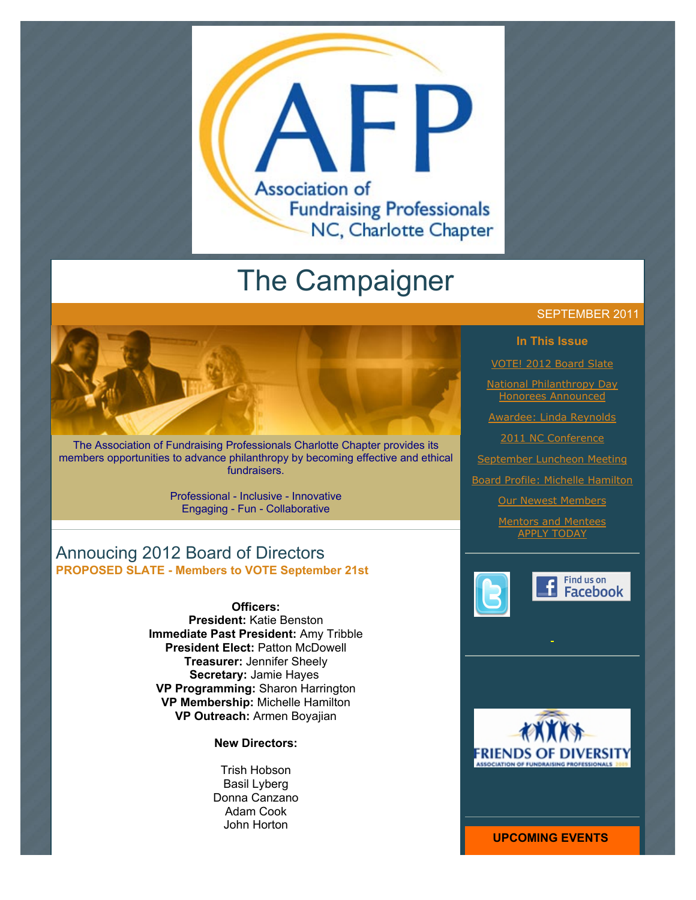Association of Fundraising Professionals NC, Charlotte Chapter

# The Campaigner

SEPTEMBER 2011

The Association of Fundraising Professionals Charlotte Chapter provides its members opportunities to advance philanthropy by becoming effective and ethical fundraisers.

Professional - Inclusive - Innovative
Engaging - Fun - Collaborative

**In This Issue**

- VOTE! 2012 Board Slate
- National Philanthropy Day Honorees Announced
- Awardee: Linda Reynolds
- 2011 NC Conference
- September Luncheon Meeting
- Board Profile: Michelle Hamilton
- Our Newest Members
- Mentors and Mentees APPLY TODAY

Find us on Facebook

FRIENDS OF DIVERSITY
ASSOCIATION OF FUNDRAISING PROFESSIONALS

**UPCOMING EVENTS**

## Annoucing 2012 Board of Directors

**PROPOSED SLATE - Members to VOTE September 21st**

**Officers:**
**President:** Katie Benston
**Immediate Past President:** Amy Tribble
**President Elect:** Patton McDowell
**Treasurer:** Jennifer Sheely
**Secretary:** Jamie Hayes
**VP Programming:** Sharon Harrington
**VP Membership:** Michelle Hamilton
**VP Outreach:** Armen Boyajian

**New Directors:**

Trish Hobson
Basil Lyberg
Donna Canzano
Adam Cook
John Horton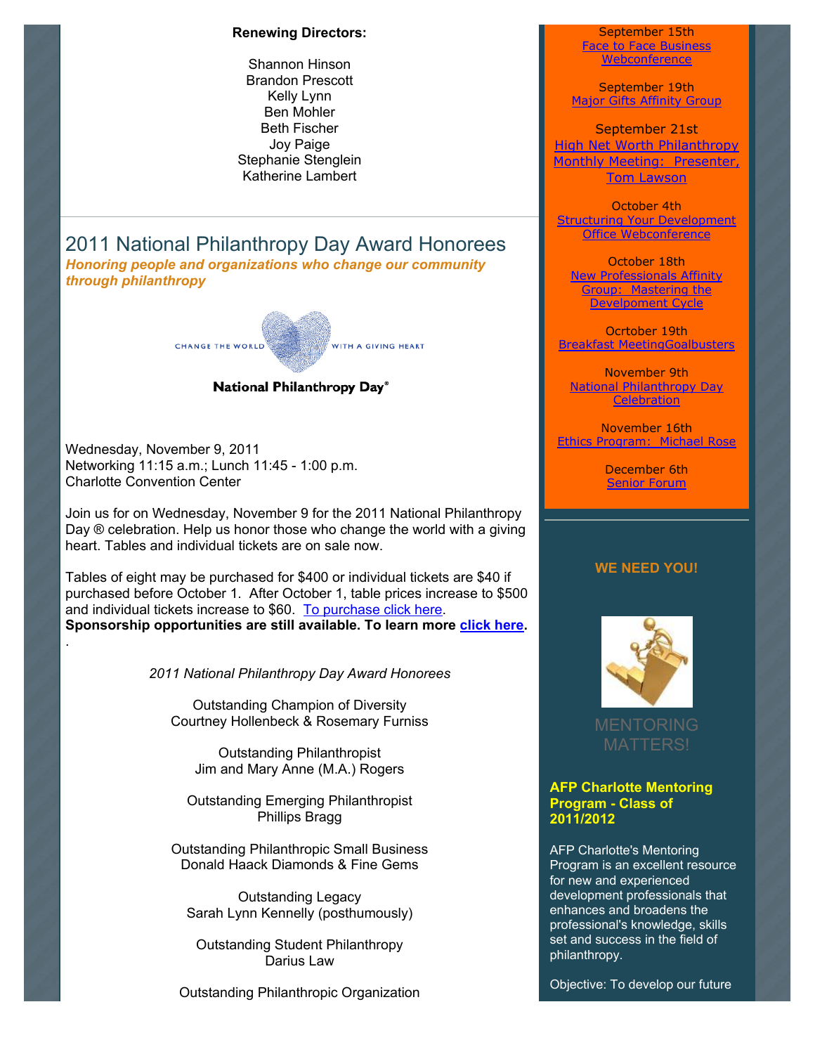**Renewing Directors:**

Shannon Hinson
Brandon Prescott
Kelly Lynn
Ben Mohler
Beth Fischer
Joy Paige
Stephanie Stenglein
Katherine Lambert

## 2011 National Philanthropy Day Award Honorees

***Honoring people and organizations who change our community through philanthropy***

CHANGE THE WORLD WITH A GIVING HEART

**National Philanthropy Day®**

Wednesday, November 9, 2011
Networking 11:15 a.m.; Lunch 11:45 - 1:00 p.m.
Charlotte Convention Center

Join us for on Wednesday, November 9 for the 2011 National Philanthropy Day ® celebration. Help us honor those who change the world with a giving heart. Tables and individual tickets are on sale now.

Tables of eight may be purchased for $400 or individual tickets are $40 if purchased before October 1. After October 1, table prices increase to $500 and individual tickets increase to $60. To purchase click here.
**Sponsorship opportunities are still available. To learn more click here.**
.

*2011 National Philanthropy Day Award Honorees*

Outstanding Champion of Diversity
Courtney Hollenbeck & Rosemary Furniss

Outstanding Philanthropist
Jim and Mary Anne (M.A.) Rogers

Outstanding Emerging Philanthropist
Phillips Bragg

Outstanding Philanthropic Small Business
Donald Haack Diamonds & Fine Gems

Outstanding Legacy
Sarah Lynn Kennelly (posthumously)

Outstanding Student Philanthropy
Darius Law

Outstanding Philanthropic Organization

September 15th
Face to Face Business Webconference

September 19th
Major Gifts Affinity Group

September 21st
High Net Worth Philanthropy Monthly Meeting: Presenter, Tom Lawson

October 4th
Structuring Your Development Office Webconference

October 18th
New Professionals Affinity Group: Mastering the Develpoment Cycle

Ocrtober 19th
Breakfast MeetingGoalbusters

November 9th
National Philanthropy Day Celebration

November 16th
Ethics Program: Michael Rose

December 6th
Senior Forum

**WE NEED YOU!**

MENTORING MATTERS!

**AFP Charlotte Mentoring Program - Class of 2011/2012**

AFP Charlotte's Mentoring Program is an excellent resource for new and experienced development professionals that enhances and broadens the professional's knowledge, skills set and success in the field of philanthropy.

Objective: To develop our future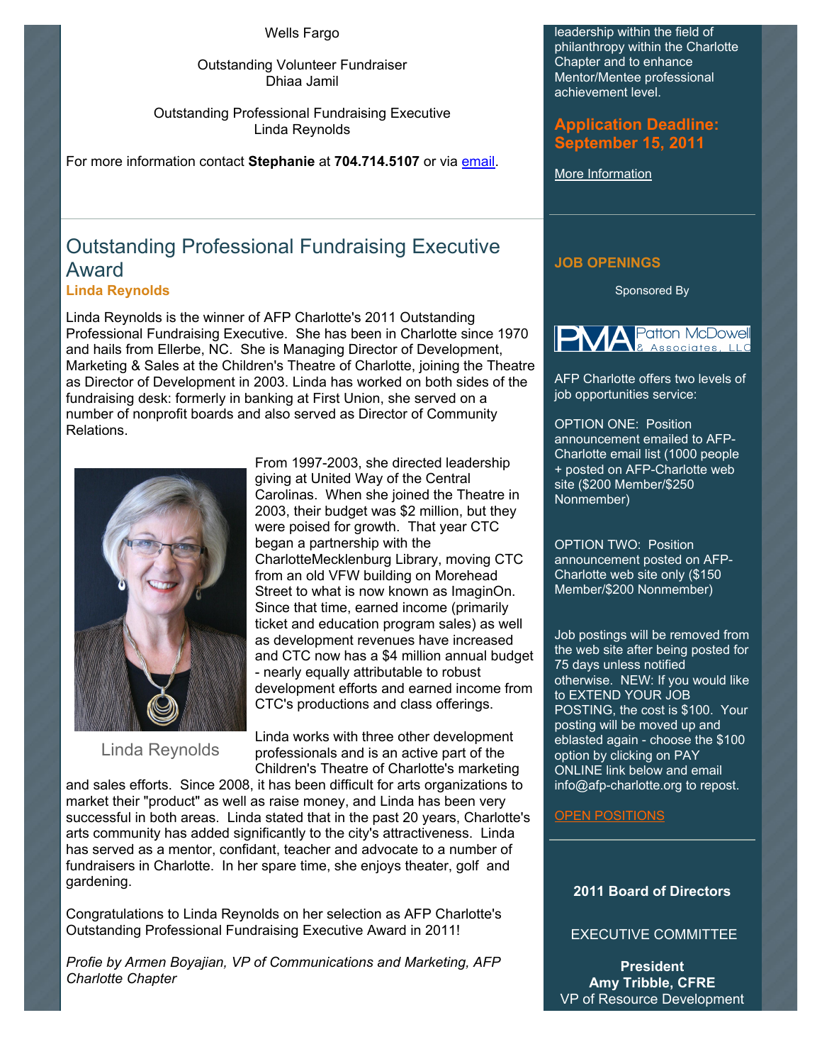Wells Fargo

Outstanding Volunteer Fundraiser
Dhiaa Jamil

Outstanding Professional Fundraising Executive
Linda Reynolds

For more information contact **Stephanie** at **704.714.5107** or via email.

## Outstanding Professional Fundraising Executive Award

**Linda Reynolds**

Linda Reynolds is the winner of AFP Charlotte's 2011 Outstanding Professional Fundraising Executive. She has been in Charlotte since 1970 and hails from Ellerbe, NC. She is Managing Director of Development, Marketing & Sales at the Children's Theatre of Charlotte, joining the Theatre as Director of Development in 2003. Linda has worked on both sides of the fundraising desk: formerly in banking at First Union, she served on a number of nonprofit boards and also served as Director of Community Relations.

From 1997-2003, she directed leadership giving at United Way of the Central Carolinas. When she joined the Theatre in 2003, their budget was $2 million, but they were poised for growth. That year CTC began a partnership with the CharlotteMecklenburg Library, moving CTC from an old VFW building on Morehead Street to what is now known as ImaginOn. Since that time, earned income (primarily ticket and education program sales) as well as development revenues have increased and CTC now has a $4 million annual budget - nearly equally attributable to robust development efforts and earned income from CTC's productions and class offerings.

Linda Reynolds

Linda works with three other development professionals and is an active part of the Children's Theatre of Charlotte's marketing and sales efforts. Since 2008, it has been difficult for arts organizations to market their "product" as well as raise money, and Linda has been very successful in both areas. Linda stated that in the past 20 years, Charlotte's arts community has added significantly to the city's attractiveness. Linda has served as a mentor, confidant, teacher and advocate to a number of fundraisers in Charlotte. In her spare time, she enjoys theater, golf and gardening.

Congratulations to Linda Reynolds on her selection as AFP Charlotte's Outstanding Professional Fundraising Executive Award in 2011!

*Profie by Armen Boyajian, VP of Communications and Marketing, AFP Charlotte Chapter*

leadership within the field of philanthropy within the Charlotte Chapter and to enhance Mentor/Mentee professional achievement level.

**Application Deadline: September 15, 2011**

More Information

### JOB OPENINGS

Sponsored By

PMA Patton McDowell & Associates, LLC

AFP Charlotte offers two levels of job opportunities service:

OPTION ONE: Position announcement emailed to AFP-Charlotte email list (1000 people + posted on AFP-Charlotte web site ($200 Member/$250 Nonmember)

OPTION TWO: Position announcement posted on AFP-Charlotte web site only ($150 Member/$200 Nonmember)

Job postings will be removed from the web site after being posted for 75 days unless notified otherwise. NEW: If you would like to EXTEND YOUR JOB POSTING, the cost is $100. Your posting will be moved up and eblasted again - choose the $100 option by clicking on PAY ONLINE link below and email info@afp-charlotte.org to repost.

OPEN POSITIONS

**2011 Board of Directors**

EXECUTIVE COMMITTEE

**President**
**Amy Tribble, CFRE**
VP of Resource Development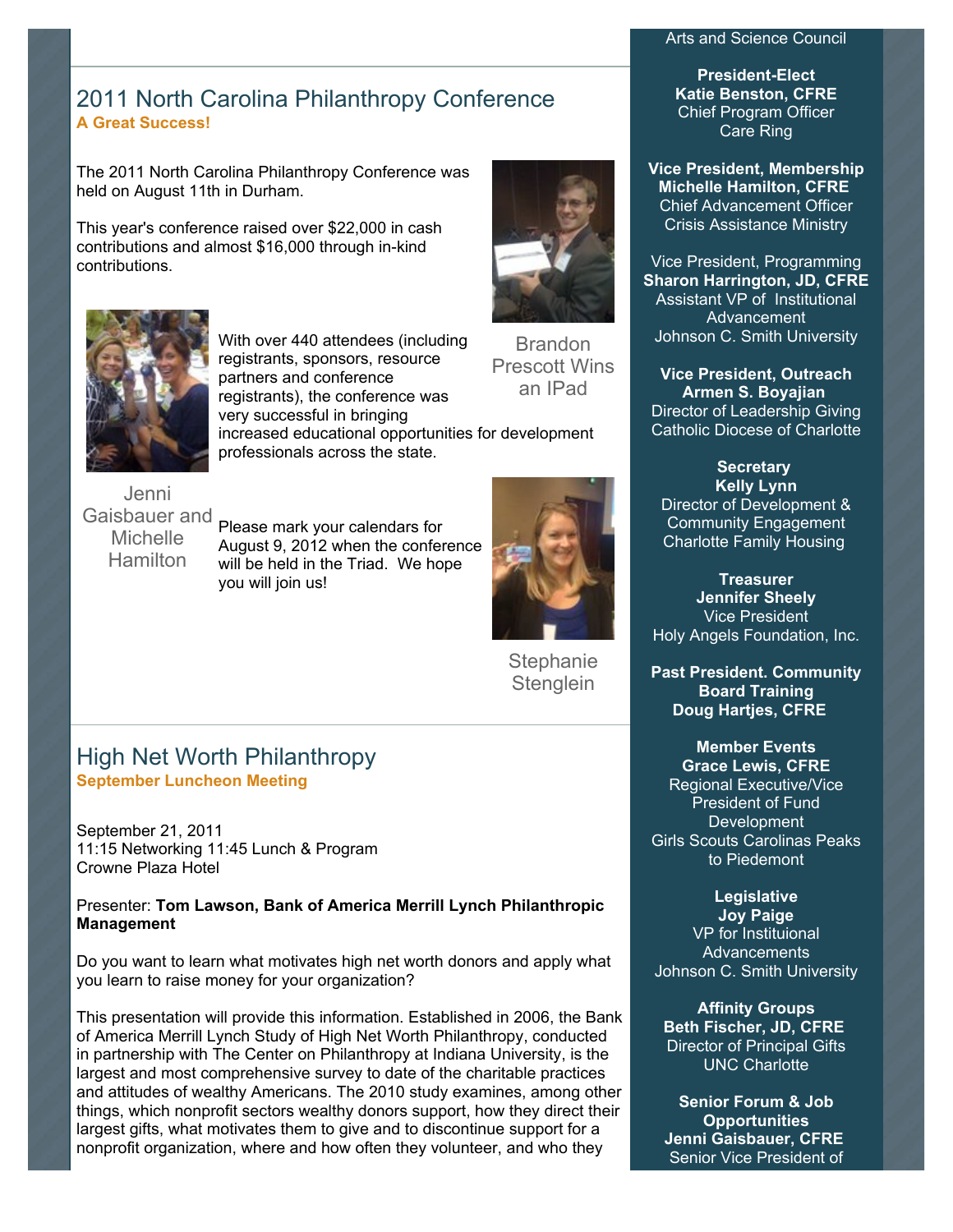## 2011 North Carolina Philanthropy Conference

**A Great Success!**

The 2011 North Carolina Philanthropy Conference was held on August 11th in Durham.

This year's conference raised over $22,000 in cash contributions and almost $16,000 through in-kind contributions.

Brandon Prescott Wins an IPad

With over 440 attendees (including registrants, sponsors, resource partners and conference registrants), the conference was very successful in bringing increased educational opportunities for development professionals across the state.

Jenni Gaisbauer and Michelle Hamilton

Please mark your calendars for August 9, 2012 when the conference will be held in the Triad. We hope you will join us!

Stephanie Stenglein

## High Net Worth Philanthropy

**September Luncheon Meeting**

September 21, 2011
11:15 Networking 11:45 Lunch & Program
Crowne Plaza Hotel

Presenter: **Tom Lawson, Bank of America Merrill Lynch Philanthropic Management**

Do you want to learn what motivates high net worth donors and apply what you learn to raise money for your organization?

This presentation will provide this information. Established in 2006, the Bank of America Merrill Lynch Study of High Net Worth Philanthropy, conducted in partnership with The Center on Philanthropy at Indiana University, is the largest and most comprehensive survey to date of the charitable practices and attitudes of wealthy Americans. The 2010 study examines, among other things, which nonprofit sectors wealthy donors support, how they direct their largest gifts, what motivates them to give and to discontinue support for a nonprofit organization, where and how often they volunteer, and who they

Arts and Science Council

**President-Elect**
**Katie Benston, CFRE**
Chief Program Officer
Care Ring

**Vice President, Membership**
**Michelle Hamilton, CFRE**
Chief Advancement Officer
Crisis Assistance Ministry

Vice President, Programming
**Sharon Harrington, JD, CFRE**
Assistant VP of Institutional Advancement
Johnson C. Smith University

**Vice President, Outreach**
**Armen S. Boyajian**
Director of Leadership Giving
Catholic Diocese of Charlotte

**Secretary**
**Kelly Lynn**
Director of Development & Community Engagement
Charlotte Family Housing

**Treasurer**
**Jennifer Sheely**
Vice President
Holy Angels Foundation, Inc.

**Past President. Community Board Training**
**Doug Hartjes, CFRE**

**Member Events**
**Grace Lewis, CFRE**
Regional Executive/Vice President of Fund Development
Girls Scouts Carolinas Peaks to Piedemont

**Legislative**
**Joy Paige**
VP for Instituional Advancements
Johnson C. Smith University

**Affinity Groups**
**Beth Fischer, JD, CFRE**
Director of Principal Gifts
UNC Charlotte

**Senior Forum & Job Opportunities**
**Jenni Gaisbauer, CFRE**
Senior Vice President of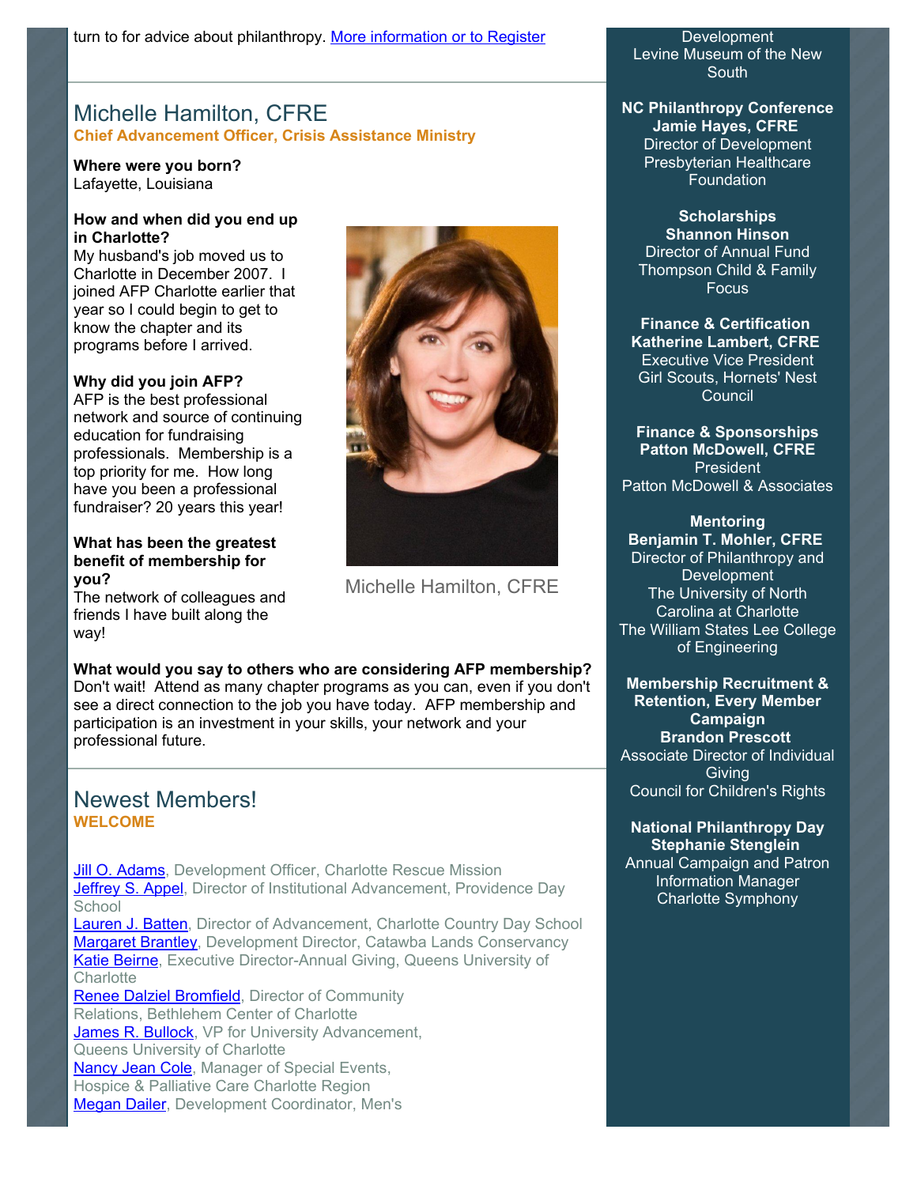turn to for advice about philanthropy. More information or to Register

## Michelle Hamilton, CFRE

**Chief Advancement Officer, Crisis Assistance Ministry**

**Where were you born?**
Lafayette, Louisiana

**How and when did you end up in Charlotte?**
My husband's job moved us to Charlotte in December 2007. I joined AFP Charlotte earlier that year so I could begin to get to know the chapter and its programs before I arrived.

**Why did you join AFP?**
AFP is the best professional network and source of continuing education for fundraising professionals. Membership is a top priority for me. How long have you been a professional fundraiser? 20 years this year!

**What has been the greatest benefit of membership for you?**
The network of colleagues and friends I have built along the way!

Michelle Hamilton, CFRE

**What would you say to others who are considering AFP membership?**
Don't wait! Attend as many chapter programs as you can, even if you don't see a direct connection to the job you have today. AFP membership and participation is an investment in your skills, your network and your professional future.

## Newest Members!

**WELCOME**

Jill O. Adams, Development Officer, Charlotte Rescue Mission
Jeffrey S. Appel, Director of Institutional Advancement, Providence Day School
Lauren J. Batten, Director of Advancement, Charlotte Country Day School
Margaret Brantley, Development Director, Catawba Lands Conservancy
Katie Beirne, Executive Director-Annual Giving, Queens University of Charlotte
Renee Dalziel Bromfield, Director of Community Relations, Bethlehem Center of Charlotte
James R. Bullock, VP for University Advancement, Queens University of Charlotte
Nancy Jean Cole, Manager of Special Events, Hospice & Palliative Care Charlotte Region
Megan Dailer, Development Coordinator, Men's

Development
Levine Museum of the New South

**NC Philanthropy Conference**
**Jamie Hayes, CFRE**
Director of Development
Presbyterian Healthcare Foundation

**Scholarships**
**Shannon Hinson**
Director of Annual Fund
Thompson Child & Family Focus

**Finance & Certification**
**Katherine Lambert, CFRE**
Executive Vice President
Girl Scouts, Hornets' Nest Council

**Finance & Sponsorships**
**Patton McDowell, CFRE**
President
Patton McDowell & Associates

**Mentoring**
**Benjamin T. Mohler, CFRE**
Director of Philanthropy and Development
The University of North Carolina at Charlotte
The William States Lee College of Engineering

**Membership Recruitment & Retention, Every Member Campaign**
**Brandon Prescott**
Associate Director of Individual Giving
Council for Children's Rights

**National Philanthropy Day**
**Stephanie Stenglein**
Annual Campaign and Patron Information Manager
Charlotte Symphony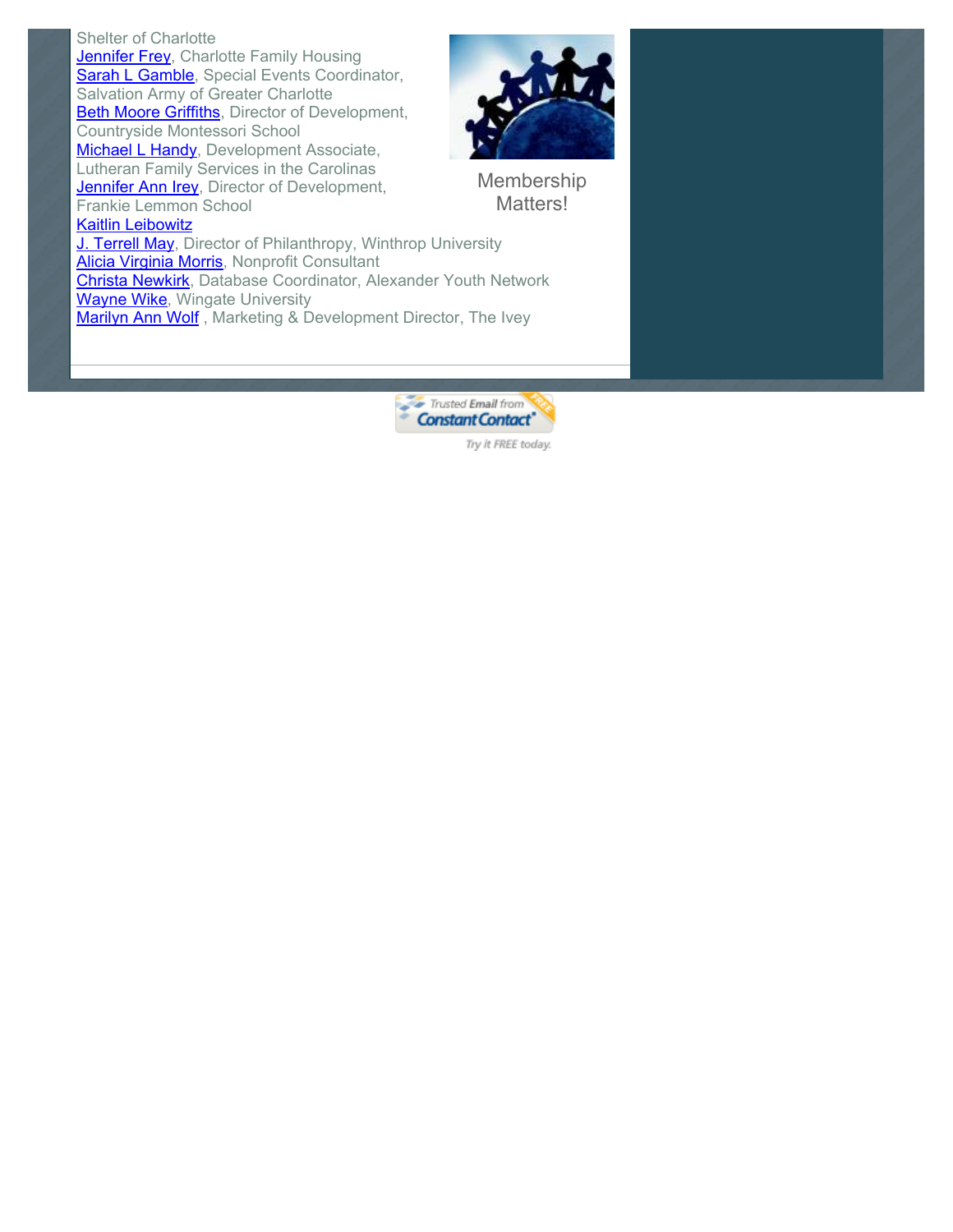Shelter of Charlotte
Jennifer Frey, Charlotte Family Housing
Sarah L Gamble, Special Events Coordinator, Salvation Army of Greater Charlotte
Beth Moore Griffiths, Director of Development, Countryside Montessori School
Michael L Handy, Development Associate, Lutheran Family Services in the Carolinas
Jennifer Ann Irey, Director of Development, Frankie Lemmon School
Kaitlin Leibowitz
J. Terrell May, Director of Philanthropy, Winthrop University
Alicia Virginia Morris, Nonprofit Consultant
Christa Newkirk, Database Coordinator, Alexander Youth Network
Wayne Wike, Wingate University
Marilyn Ann Wolf , Marketing & Development Director, The Ivey

Membership Matters!

Trusted Email from Constant Contact
Try it FREE today.